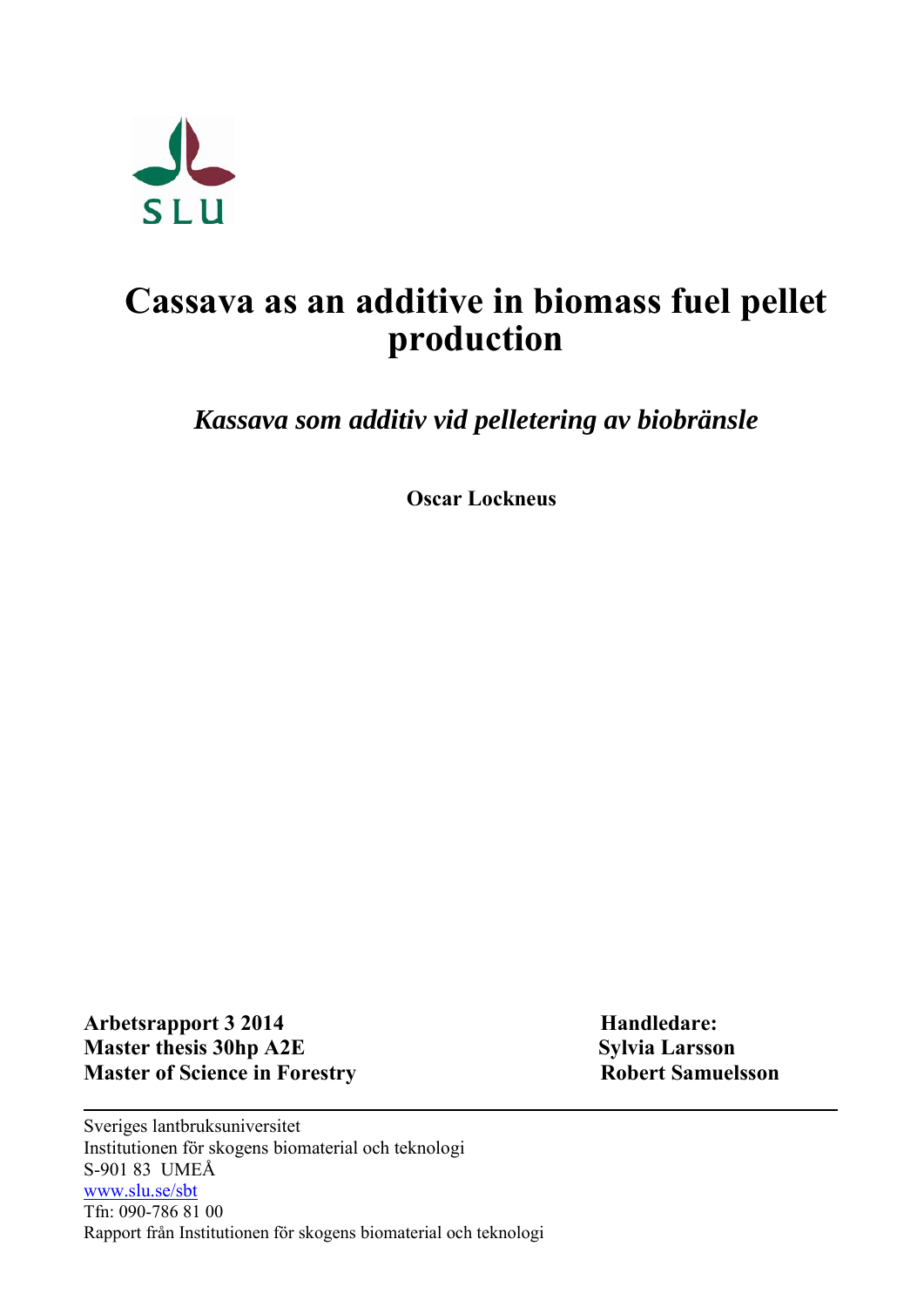SLU

# Cassava as an additive in biomass fuel pellet production

*Kassava som additiv vid pelletering av biobränsle*

**Oscar Lockneus**

**Arbetsrapport 3 2014**
**Master thesis 30hp A2E**
**Master of Science in Forestry**

**Handledare:**
**Sylvia Larsson**
**Robert Samuelsson**

---

Sveriges lantbruksuniversitet
Institutionen för skogens biomaterial och teknologi
S-901 83 UMEÅ
www.slu.se/sbt
Tfn: 090-786 81 00
Rapport från Institutionen för skogens biomaterial och teknologi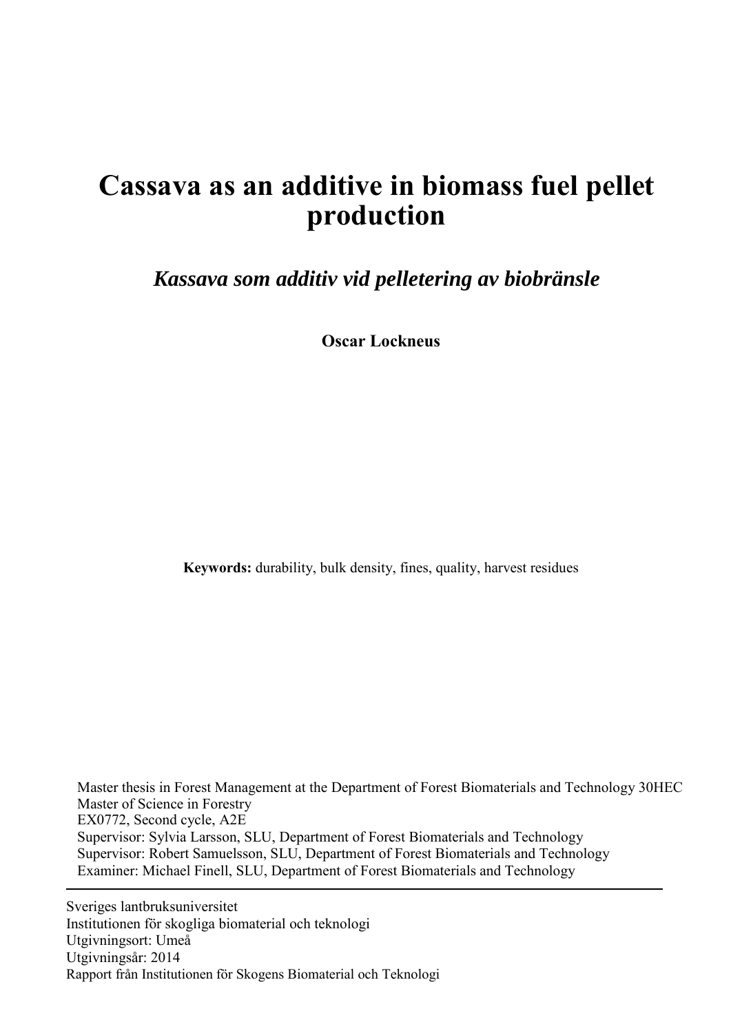# Cassava as an additive in biomass fuel pellet production

## *Kassava som additiv vid pelletering av biobränsle*

**Oscar Lockneus**

**Keywords:** durability, bulk density, fines, quality, harvest residues

Master thesis in Forest Management at the Department of Forest Biomaterials and Technology 30HEC
Master of Science in Forestry
EX0772, Second cycle, A2E
Supervisor: Sylvia Larsson, SLU, Department of Forest Biomaterials and Technology
Supervisor: Robert Samuelsson, SLU, Department of Forest Biomaterials and Technology
Examiner: Michael Finell, SLU, Department of Forest Biomaterials and Technology

---

Sveriges lantbruksuniversitet
Institutionen för skogliga biomaterial och teknologi
Utgivningsort: Umeå
Utgivningsår: 2014
Rapport från Institutionen för Skogens Biomaterial och Teknologi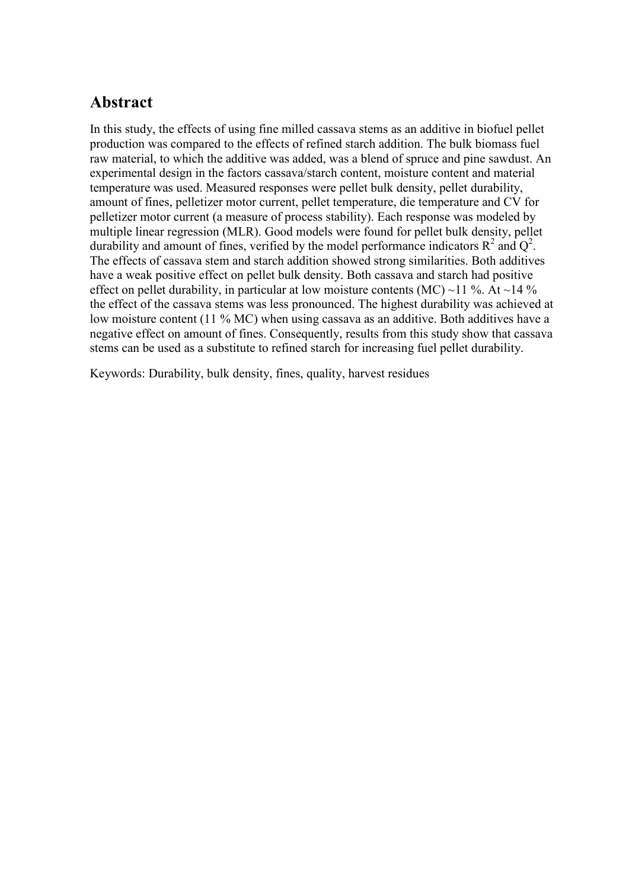## Abstract

In this study, the effects of using fine milled cassava stems as an additive in biofuel pellet production was compared to the effects of refined starch addition. The bulk biomass fuel raw material, to which the additive was added, was a blend of spruce and pine sawdust. An experimental design in the factors cassava/starch content, moisture content and material temperature was used. Measured responses were pellet bulk density, pellet durability, amount of fines, pelletizer motor current, pellet temperature, die temperature and CV for pelletizer motor current (a measure of process stability). Each response was modeled by multiple linear regression (MLR). Good models were found for pellet bulk density, pellet durability and amount of fines, verified by the model performance indicators $R^2$ and $Q^2$. The effects of cassava stem and starch addition showed strong similarities. Both additives have a weak positive effect on pellet bulk density. Both cassava and starch had positive effect on pellet durability, in particular at low moisture contents (MC) ~11 %. At ~14 % the effect of the cassava stems was less pronounced. The highest durability was achieved at low moisture content (11 % MC) when using cassava as an additive. Both additives have a negative effect on amount of fines. Consequently, results from this study show that cassava stems can be used as a substitute to refined starch for increasing fuel pellet durability.

Keywords: Durability, bulk density, fines, quality, harvest residues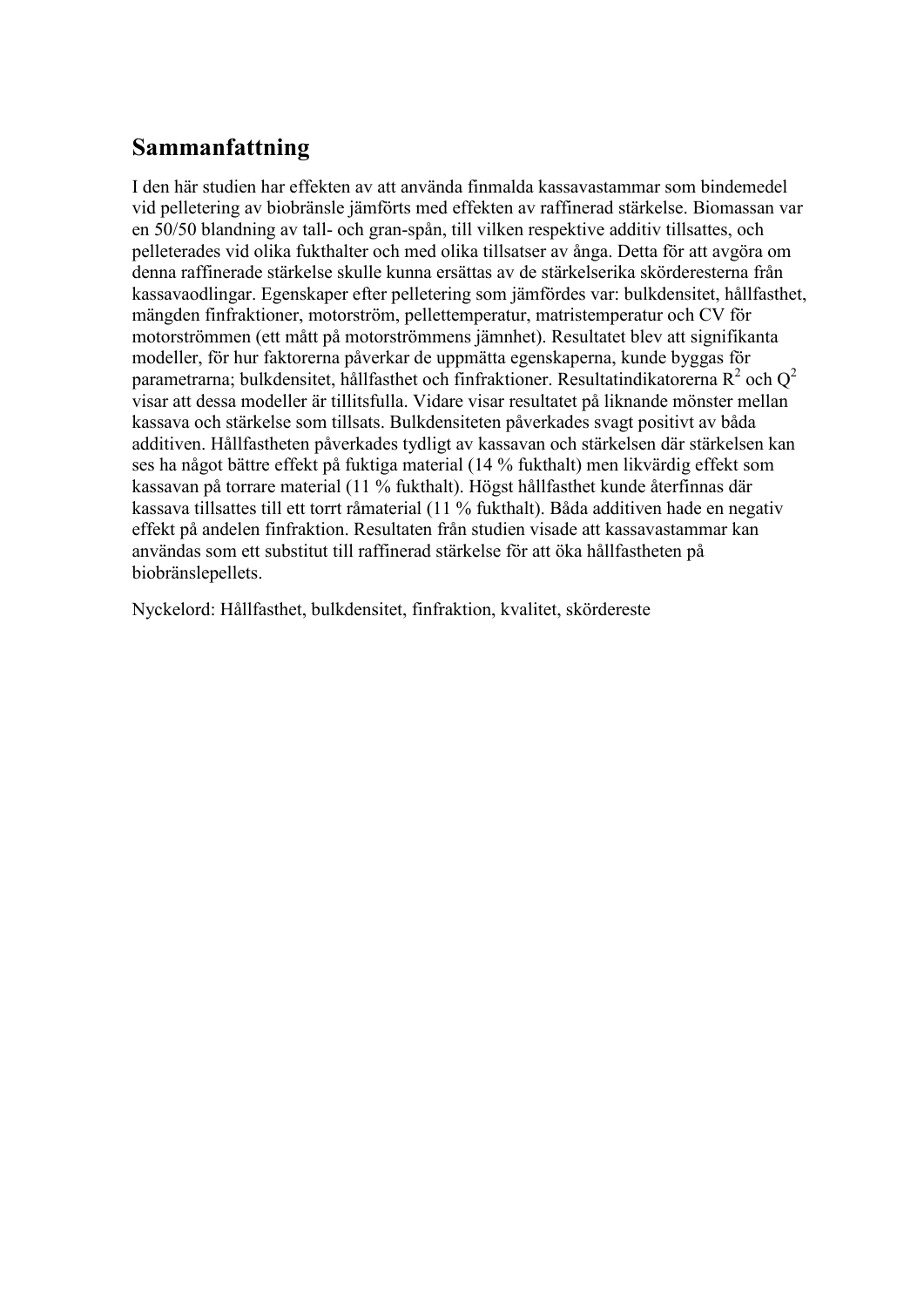## Sammanfattning

I den här studien har effekten av att använda finmalda kassavastammar som bindemedel vid pelletering av biobränsle jämförts med effekten av raffinerad stärkelse. Biomassan var en 50/50 blandning av tall- och gran-spån, till vilken respektive additiv tillsattes, och pelleterades vid olika fukthalter och med olika tillsatser av ånga. Detta för att avgöra om denna raffinerade stärkelse skulle kunna ersättas av de stärkelserika skörderesterna från kassavaodlingar. Egenskaper efter pelletering som jämfördes var: bulkdensitet, hållfasthet, mängden finfraktioner, motorström, pellettemperatur, matristemperatur och CV för motorströmmen (ett mått på motorströmmens jämnhet). Resultatet blev att signifikanta modeller, för hur faktorerna påverkar de uppmätta egenskaperna, kunde byggas för parametrarna; bulkdensitet, hållfasthet och finfraktioner. Resultatindikatorerna $R^2$ och $Q^2$ visar att dessa modeller är tillitsfulla. Vidare visar resultatet på liknande mönster mellan kassava och stärkelse som tillsats. Bulkdensiteten påverkades svagt positivt av båda additiven. Hållfastheten påverkades tydligt av kassavan och stärkelsen där stärkelsen kan ses ha något bättre effekt på fuktiga material (14 % fukthalt) men likvärdig effekt som kassavan på torrare material (11 % fukthalt). Högst hållfasthet kunde återfinnas där kassava tillsattes till ett torrt råmaterial (11 % fukthalt). Båda additiven hade en negativ effekt på andelen finfraktion. Resultaten från studien visade att kassavastammar kan användas som ett substitut till raffinerad stärkelse för att öka hållfastheten på biobränslepellets.

Nyckelord: Hållfasthet, bulkdensitet, finfraktion, kvalitet, skördereste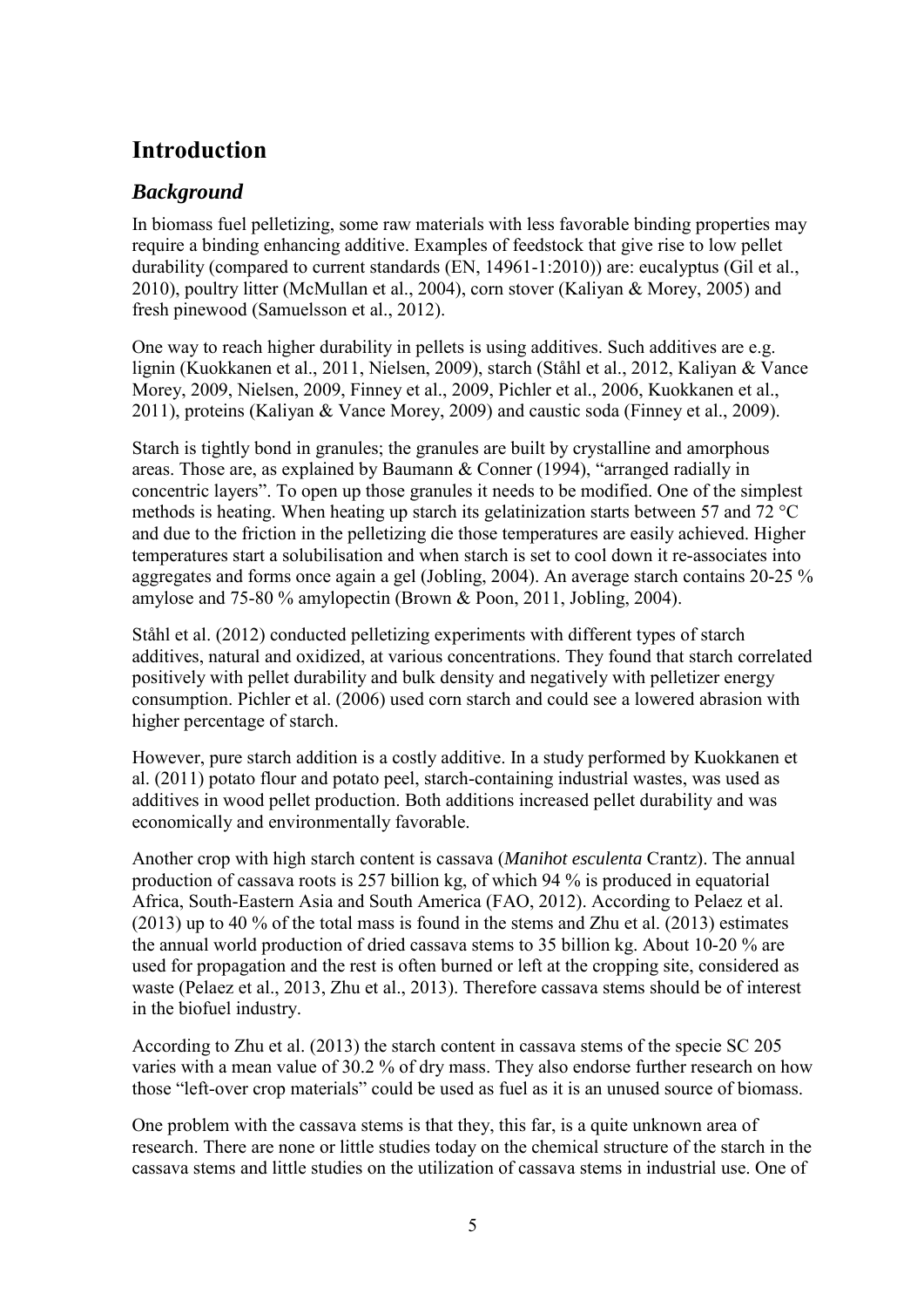# Introduction

## *Background*

In biomass fuel pelletizing, some raw materials with less favorable binding properties may require a binding enhancing additive. Examples of feedstock that give rise to low pellet durability (compared to current standards (EN, 14961-1:2010)) are: eucalyptus (Gil et al., 2010), poultry litter (McMullan et al., 2004), corn stover (Kaliyan & Morey, 2005) and fresh pinewood (Samuelsson et al., 2012).

One way to reach higher durability in pellets is using additives. Such additives are e.g. lignin (Kuokkanen et al., 2011, Nielsen, 2009), starch (Ståhl et al., 2012, Kaliyan & Vance Morey, 2009, Nielsen, 2009, Finney et al., 2009, Pichler et al., 2006, Kuokkanen et al., 2011), proteins (Kaliyan & Vance Morey, 2009) and caustic soda (Finney et al., 2009).

Starch is tightly bond in granules; the granules are built by crystalline and amorphous areas. Those are, as explained by Baumann & Conner (1994), "arranged radially in concentric layers". To open up those granules it needs to be modified. One of the simplest methods is heating. When heating up starch its gelatinization starts between 57 and 72 °C and due to the friction in the pelletizing die those temperatures are easily achieved. Higher temperatures start a solubilisation and when starch is set to cool down it re-associates into aggregates and forms once again a gel (Jobling, 2004). An average starch contains 20-25 % amylose and 75-80 % amylopectin (Brown & Poon, 2011, Jobling, 2004).

Ståhl et al. (2012) conducted pelletizing experiments with different types of starch additives, natural and oxidized, at various concentrations. They found that starch correlated positively with pellet durability and bulk density and negatively with pelletizer energy consumption. Pichler et al. (2006) used corn starch and could see a lowered abrasion with higher percentage of starch.

However, pure starch addition is a costly additive. In a study performed by Kuokkanen et al. (2011) potato flour and potato peel, starch-containing industrial wastes, was used as additives in wood pellet production. Both additions increased pellet durability and was economically and environmentally favorable.

Another crop with high starch content is cassava (*Manihot esculenta* Crantz). The annual production of cassava roots is 257 billion kg, of which 94 % is produced in equatorial Africa, South-Eastern Asia and South America (FAO, 2012). According to Pelaez et al. (2013) up to 40 % of the total mass is found in the stems and Zhu et al. (2013) estimates the annual world production of dried cassava stems to 35 billion kg. About 10-20 % are used for propagation and the rest is often burned or left at the cropping site, considered as waste (Pelaez et al., 2013, Zhu et al., 2013). Therefore cassava stems should be of interest in the biofuel industry.

According to Zhu et al. (2013) the starch content in cassava stems of the specie SC 205 varies with a mean value of 30.2 % of dry mass. They also endorse further research on how those "left-over crop materials" could be used as fuel as it is an unused source of biomass.

One problem with the cassava stems is that they, this far, is a quite unknown area of research. There are none or little studies today on the chemical structure of the starch in the cassava stems and little studies on the utilization of cassava stems in industrial use. One of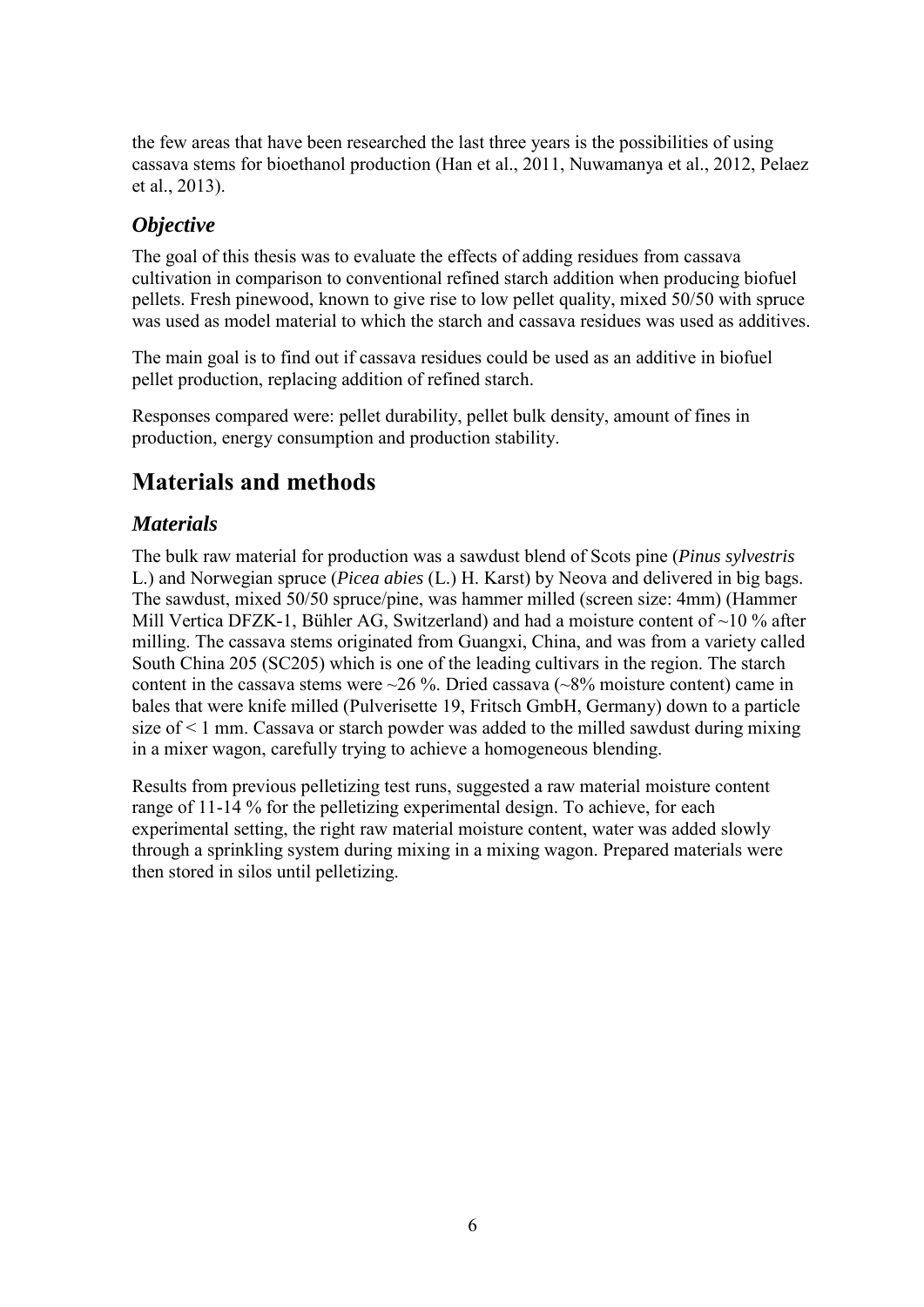the few areas that have been researched the last three years is the possibilities of using cassava stems for bioethanol production (Han et al., 2011, Nuwamanya et al., 2012, Pelaez et al., 2013).

### *Objective*

The goal of this thesis was to evaluate the effects of adding residues from cassava cultivation in comparison to conventional refined starch addition when producing biofuel pellets. Fresh pinewood, known to give rise to low pellet quality, mixed 50/50 with spruce was used as model material to which the starch and cassava residues was used as additives.

The main goal is to find out if cassava residues could be used as an additive in biofuel pellet production, replacing addition of refined starch.

Responses compared were: pellet durability, pellet bulk density, amount of fines in production, energy consumption and production stability.

## Materials and methods

### *Materials*

The bulk raw material for production was a sawdust blend of Scots pine (*Pinus sylvestris* L.) and Norwegian spruce (*Picea abies* (L.) H. Karst) by Neova and delivered in big bags. The sawdust, mixed 50/50 spruce/pine, was hammer milled (screen size: 4mm) (Hammer Mill Vertica DFZK-1, Bühler AG, Switzerland) and had a moisture content of ~10 % after milling. The cassava stems originated from Guangxi, China, and was from a variety called South China 205 (SC205) which is one of the leading cultivars in the region. The starch content in the cassava stems were ~26 %. Dried cassava (~8% moisture content) came in bales that were knife milled (Pulverisette 19, Fritsch GmbH, Germany) down to a particle size of < 1 mm. Cassava or starch powder was added to the milled sawdust during mixing in a mixer wagon, carefully trying to achieve a homogeneous blending.

Results from previous pelletizing test runs, suggested a raw material moisture content range of 11-14 % for the pelletizing experimental design. To achieve, for each experimental setting, the right raw material moisture content, water was added slowly through a sprinkling system during mixing in a mixing wagon. Prepared materials were then stored in silos until pelletizing.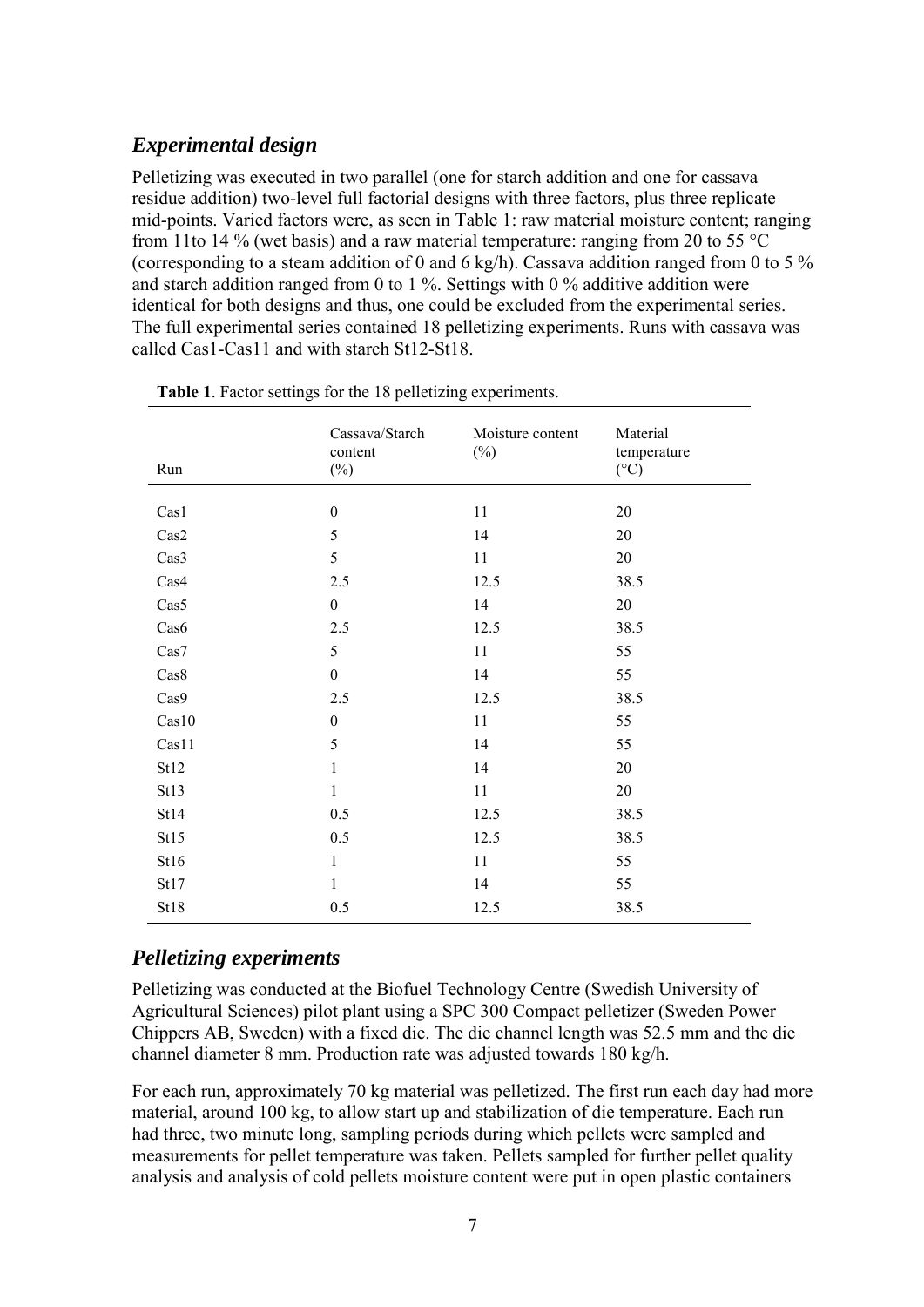## *Experimental design*

Pelletizing was executed in two parallel (one for starch addition and one for cassava residue addition) two-level full factorial designs with three factors, plus three replicate mid-points. Varied factors were, as seen in Table 1: raw material moisture content; ranging from 11to 14 % (wet basis) and a raw material temperature: ranging from 20 to 55 °C (corresponding to a steam addition of 0 and 6 kg/h). Cassava addition ranged from 0 to 5 % and starch addition ranged from 0 to 1 %. Settings with 0 % additive addition were identical for both designs and thus, one could be excluded from the experimental series. The full experimental series contained 18 pelletizing experiments. Runs with cassava was called Cas1-Cas11 and with starch St12-St18.

**Table 1**. Factor settings for the 18 pelletizing experiments.

| Run | Cassava/Starch content (%) | Moisture content (%) | Material temperature (°C) |
|---|---|---|---|
| Cas1 | 0 | 11 | 20 |
| Cas2 | 5 | 14 | 20 |
| Cas3 | 5 | 11 | 20 |
| Cas4 | 2.5 | 12.5 | 38.5 |
| Cas5 | 0 | 14 | 20 |
| Cas6 | 2.5 | 12.5 | 38.5 |
| Cas7 | 5 | 11 | 55 |
| Cas8 | 0 | 14 | 55 |
| Cas9 | 2.5 | 12.5 | 38.5 |
| Cas10 | 0 | 11 | 55 |
| Cas11 | 5 | 14 | 55 |
| St12 | 1 | 14 | 20 |
| St13 | 1 | 11 | 20 |
| St14 | 0.5 | 12.5 | 38.5 |
| St15 | 0.5 | 12.5 | 38.5 |
| St16 | 1 | 11 | 55 |
| St17 | 1 | 14 | 55 |
| St18 | 0.5 | 12.5 | 38.5 |

## *Pelletizing experiments*

Pelletizing was conducted at the Biofuel Technology Centre (Swedish University of Agricultural Sciences) pilot plant using a SPC 300 Compact pelletizer (Sweden Power Chippers AB, Sweden) with a fixed die. The die channel length was 52.5 mm and the die channel diameter 8 mm. Production rate was adjusted towards 180 kg/h.

For each run, approximately 70 kg material was pelletized. The first run each day had more material, around 100 kg, to allow start up and stabilization of die temperature. Each run had three, two minute long, sampling periods during which pellets were sampled and measurements for pellet temperature was taken. Pellets sampled for further pellet quality analysis and analysis of cold pellets moisture content were put in open plastic containers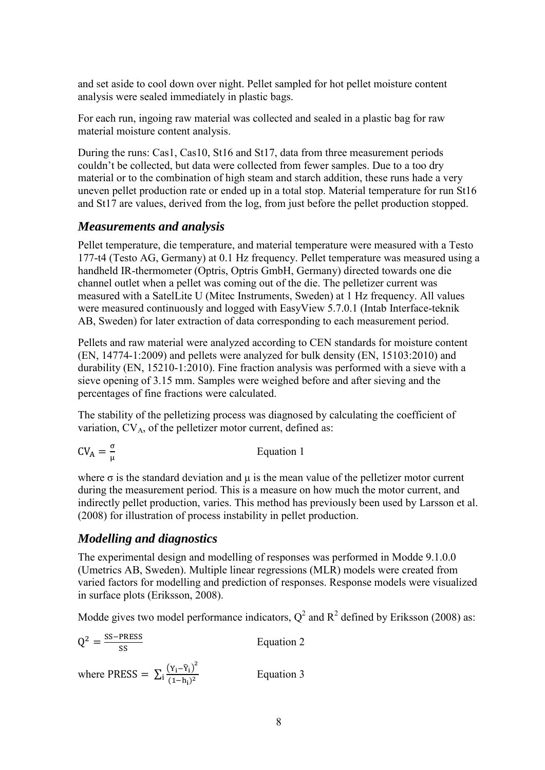and set aside to cool down over night. Pellet sampled for hot pellet moisture content analysis were sealed immediately in plastic bags.

For each run, ingoing raw material was collected and sealed in a plastic bag for raw material moisture content analysis.

During the runs: Cas1, Cas10, St16 and St17, data from three measurement periods couldn't be collected, but data were collected from fewer samples. Due to a too dry material or to the combination of high steam and starch addition, these runs hade a very uneven pellet production rate or ended up in a total stop. Material temperature for run St16 and St17 are values, derived from the log, from just before the pellet production stopped.

## *Measurements and analysis*

Pellet temperature, die temperature, and material temperature were measured with a Testo 177-t4 (Testo AG, Germany) at 0.1 Hz frequency. Pellet temperature was measured using a handheld IR-thermometer (Optris, Optris GmbH, Germany) directed towards one die channel outlet when a pellet was coming out of the die. The pelletizer current was measured with a SatelLite U (Mitec Instruments, Sweden) at 1 Hz frequency. All values were measured continuously and logged with EasyView 5.7.0.1 (Intab Interface-teknik AB, Sweden) for later extraction of data corresponding to each measurement period.

Pellets and raw material were analyzed according to CEN standards for moisture content (EN, 14774-1:2009) and pellets were analyzed for bulk density (EN, 15103:2010) and durability (EN, 15210-1:2010). Fine fraction analysis was performed with a sieve with a sieve opening of 3.15 mm. Samples were weighed before and after sieving and the percentages of fine fractions were calculated.

The stability of the pelletizing process was diagnosed by calculating the coefficient of variation, $CV_A$, of the pelletizer motor current, defined as:

$$CV_A = \frac{\sigma}{\mu} \qquad \text{Equation 1}$$

where σ is the standard deviation and μ is the mean value of the pelletizer motor current during the measurement period. This is a measure on how much the motor current, and indirectly pellet production, varies. This method has previously been used by Larsson et al. (2008) for illustration of process instability in pellet production.

## *Modelling and diagnostics*

The experimental design and modelling of responses was performed in Modde 9.1.0.0 (Umetrics AB, Sweden). Multiple linear regressions (MLR) models were created from varied factors for modelling and prediction of responses. Response models were visualized in surface plots (Eriksson, 2008).

Modde gives two model performance indicators, $Q^2$ and $R^2$ defined by Eriksson (2008) as:

$$Q^2 = \frac{SS - PRESS}{SS} \qquad \text{Equation 2}$$

$$\text{where PRESS} = \sum_i \frac{(Y_i - \hat{Y}_i)^2}{(1-h_i)^2} \qquad \text{Equation 3}$$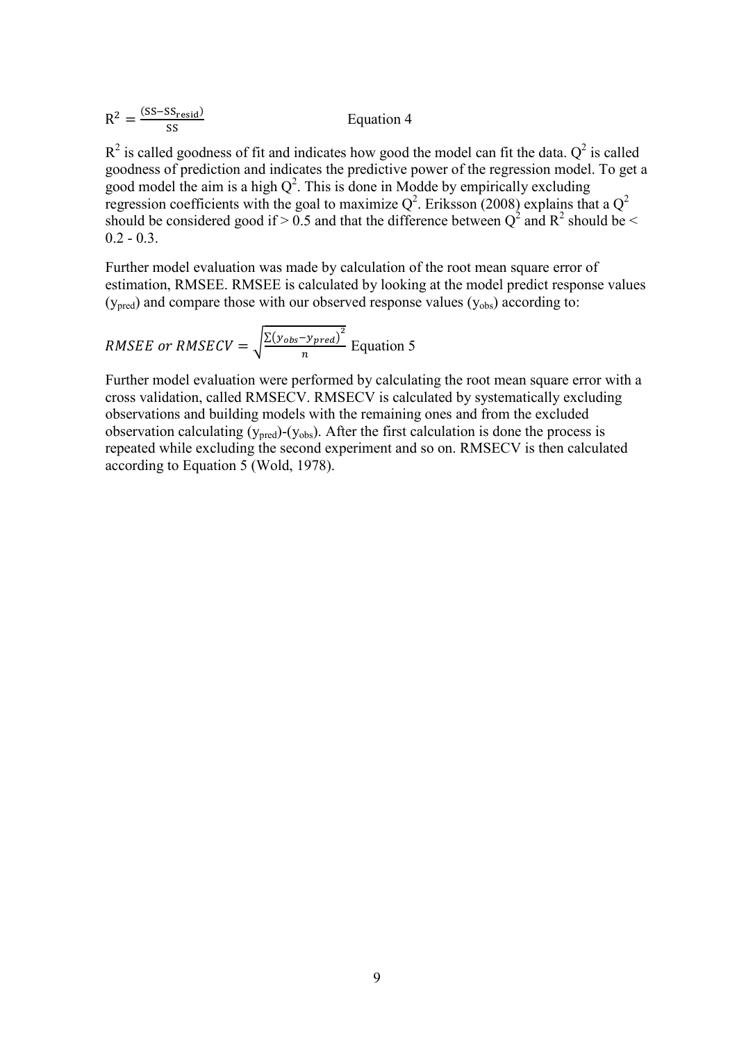$$R^2 = \frac{(SS - SS_{resid})}{SS} \quad \text{Equation 4}$$

$R^2$ is called goodness of fit and indicates how good the model can fit the data. $Q^2$ is called goodness of prediction and indicates the predictive power of the regression model. To get a good model the aim is a high $Q^2$. This is done in Modde by empirically excluding regression coefficients with the goal to maximize $Q^2$. Eriksson (2008) explains that a $Q^2$ should be considered good if > 0.5 and that the difference between $Q^2$ and $R^2$ should be < 0.2 - 0.3.

Further model evaluation was made by calculation of the root mean square error of estimation, RMSEE. RMSEE is calculated by looking at the model predict response values ($y_{pred}$) and compare those with our observed response values ($y_{obs}$) according to:

$$RMSEE \text{ or } RMSECV = \sqrt{\frac{\sum(y_{obs} - y_{pred})^2}{n}} \quad \text{Equation 5}$$

Further model evaluation were performed by calculating the root mean square error with a cross validation, called RMSECV. RMSECV is calculated by systematically excluding observations and building models with the remaining ones and from the excluded observation calculating ($y_{pred}$)-($y_{obs}$). After the first calculation is done the process is repeated while excluding the second experiment and so on. RMSECV is then calculated according to Equation 5 (Wold, 1978).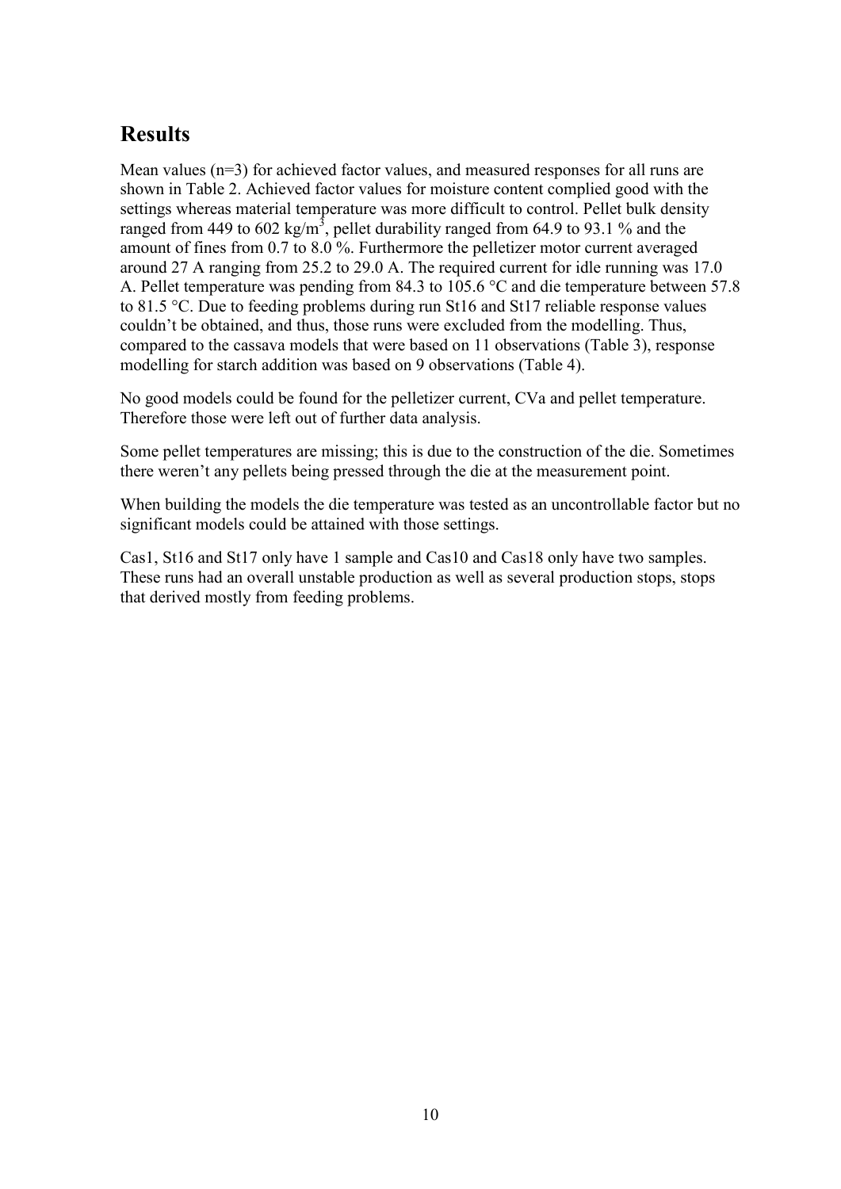## Results

Mean values (n=3) for achieved factor values, and measured responses for all runs are shown in Table 2. Achieved factor values for moisture content complied good with the settings whereas material temperature was more difficult to control. Pellet bulk density ranged from 449 to 602 kg/m$^3$, pellet durability ranged from 64.9 to 93.1 % and the amount of fines from 0.7 to 8.0 %. Furthermore the pelletizer motor current averaged around 27 A ranging from 25.2 to 29.0 A. The required current for idle running was 17.0 A. Pellet temperature was pending from 84.3 to 105.6 °C and die temperature between 57.8 to 81.5 °C. Due to feeding problems during run St16 and St17 reliable response values couldn't be obtained, and thus, those runs were excluded from the modelling. Thus, compared to the cassava models that were based on 11 observations (Table 3), response modelling for starch addition was based on 9 observations (Table 4).

No good models could be found for the pelletizer current, CVa and pellet temperature. Therefore those were left out of further data analysis.

Some pellet temperatures are missing; this is due to the construction of the die. Sometimes there weren't any pellets being pressed through the die at the measurement point.

When building the models the die temperature was tested as an uncontrollable factor but no significant models could be attained with those settings.

Cas1, St16 and St17 only have 1 sample and Cas10 and Cas18 only have two samples. These runs had an overall unstable production as well as several production stops, stops that derived mostly from feeding problems.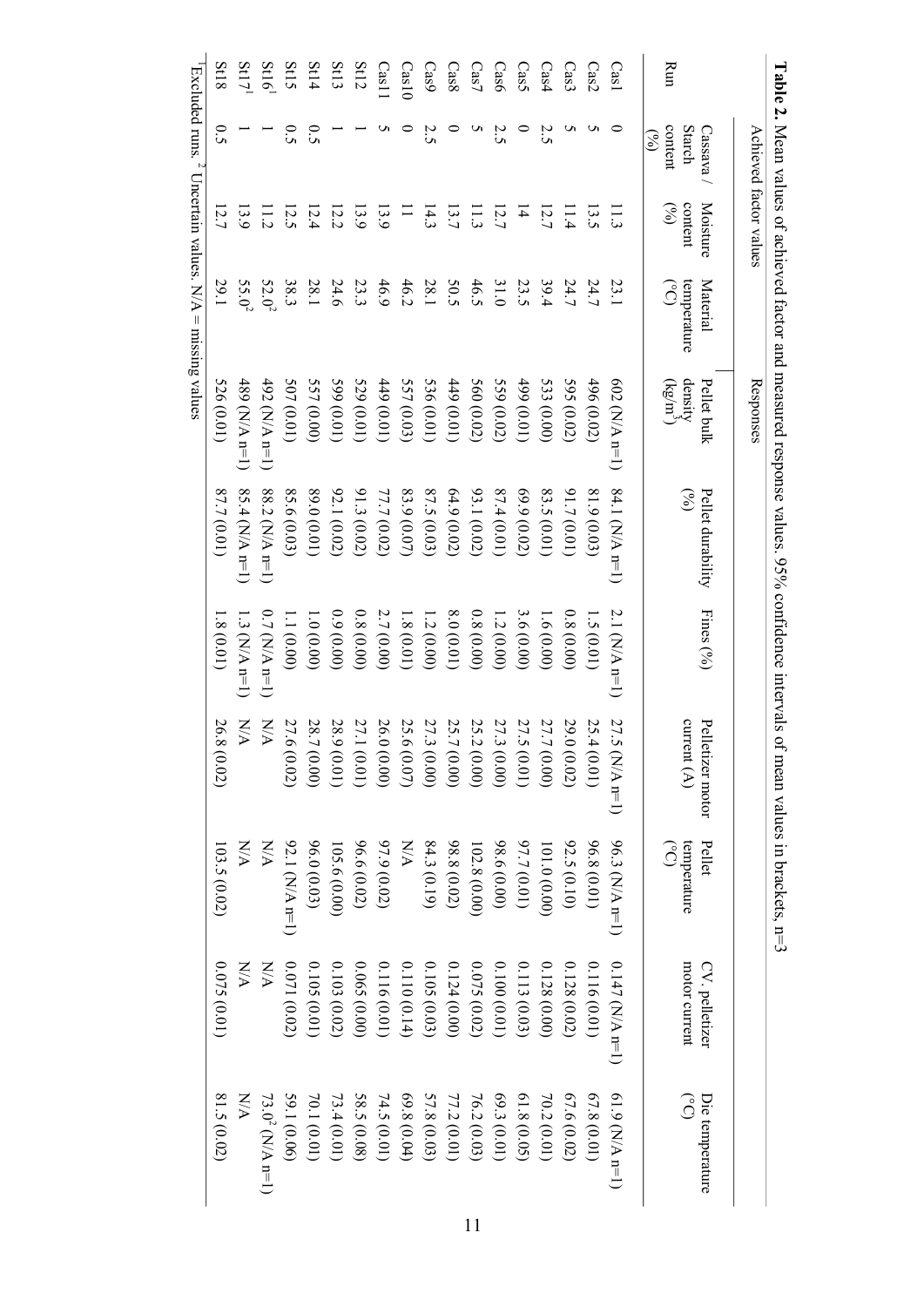**Table 2.** Mean values of achieved factor and measured response values. 95% confidence intervals of mean values in brackets, n=3

| Run | Achieved factor values | | | Responses | | | | | | |
|---|---|---|---|---|---|---|---|---|---|---|
| | Cassava / Starch content (%) | Moisture content (%) | Material temperature (°C) | Pellet bulk density (kg/m$^3$) | Pellet durability (%) | Fines (%) | Pelletizer motor current (A) | Pellet temperature (°C) | CV, pelletizer motor current | Die temperature (°C) |
| Cas1 | 0 | 11.3 | 23.1 | 602 (N/A n=1) | 84.1 (N/A n=1) | 2.1 (N/A n=1) | 27.5 (N/A n=1) | 96.3 (N/A n=1) | 0.147 (N/A n=1) | 61.9 (N/A n=1) |
| Cas2 | 5 | 13.5 | 24.7 | 496 (0.02) | 81.9 (0.03) | 1.5 (0.01) | 25.4 (0.01) | 96.8 (0.01) | 0.116 (0.01) | 67.8 (0.01) |
| Cas3 | 5 | 11.4 | 24.7 | 595 (0.02) | 91.7 (0.01) | 0.8 (0.00) | 29.0 (0.02) | 92.5 (0.10) | 0.128 (0.02) | 67.6 (0.02) |
| Cas4 | 2.5 | 12.7 | 39.4 | 533 (0.00) | 83.5 (0.01) | 1.6 (0.00) | 27.7 (0.00) | 101.0 (0.00) | 0.128 (0.00) | 70.2 (0.01) |
| Cas5 | 0 | 14 | 23.5 | 499 (0.01) | 69.9 (0.02) | 3.6 (0.00) | 27.5 (0.01) | 97.7 (0.01) | 0.113 (0.03) | 61.8 (0.05) |
| Cas6 | 2.5 | 12.7 | 31.0 | 559 (0.02) | 87.4 (0.01) | 1.2 (0.00) | 27.3 (0.00) | 98.6 (0.00) | 0.100 (0.01) | 69.3 (0.01) |
| Cas7 | 5 | 11.3 | 46.5 | 560 (0.02) | 93.1 (0.02) | 0.8 (0.00) | 25.2 (0.00) | 102.8 (0.00) | 0.075 (0.02) | 76.2 (0.03) |
| Cas8 | 0 | 13.7 | 50.5 | 449 (0.01) | 64.9 (0.02) | 8.0 (0.01) | 25.7 (0.00) | 98.8 (0.02) | 0.124 (0.00) | 77.2 (0.01) |
| Cas9 | 2.5 | 14.3 | 28.1 | 536 (0.01) | 87.5 (0.03) | 1.2 (0.00) | 27.3 (0.00) | 84.3 (0.19) | 0.105 (0.03) | 57.8 (0.03) |
| Cas10 | 0 | 11 | 46.2 | 557 (0.03) | 83.9 (0.07) | 1.8 (0.01) | 25.6 (0.07) | N/A | 0.110 (0.14) | 69.8 (0.04) |
| Cas11 | 5 | 13.9 | 46.9 | 449 (0.01) | 77.7 (0.02) | 2.7 (0.00) | 26.0 (0.00) | 97.9 (0.02) | 0.116 (0.01) | 74.5 (0.01) |
| St12 | 1 | 13.9 | 23.3 | 529 (0.01) | 91.3 (0.02) | 0.8 (0.00) | 27.1 (0.01) | 96.6 (0.02) | 0.065 (0.00) | 58.5 (0.08) |
| St13 | 1 | 12.2 | 24.6 | 599 (0.01) | 92.1 (0.02) | 0.9 (0.00) | 28.9 (0.01) | 105.6 (0.00) | 0.103 (0.02) | 73.4 (0.01) |
| St14 | 0.5 | 12.4 | 28.1 | 557 (0.00) | 89.0 (0.01) | 1.0 (0.00) | 28.7 (0.00) | 96.0 (0.03) | 0.105 (0.01) | 70.1 (0.01) |
| St15 | 0.5 | 12.5 | 38.3 | 507 (0.01) | 85.6 (0.03) | 1.1 (0.00) | 27.6 (0.02) | 92.1 (N/A n=1) | 0.071 (0.02) | 59.1 (0.06) |
| St16[1] | 1 | 11.2 | 52.0[2] | 492 (N/A n=1) | 88.2 (N/A n=1) | 0.7 (N/A n=1) | N/A | N/A | N/A | 73.0[2] (N/A n=1) |
| St17[1] | 1 | 13.9 | 55.0[2] | 489 (N/A n=1) | 85.4 (N/A n=1) | 1.3 (N/A n=1) | N/A | N/A | N/A | N/A |
| St18 | 0.5 | 12.7 | 29.1 | 526 (0.01) | 87.7 (0.01) | 1.8 (0.01) | 26.8 (0.02) | 103.5 (0.02) | 0.075 (0.01) | 81.5 (0.02) |

[1] Excluded runs. [2] Uncertain values. N/A = missing values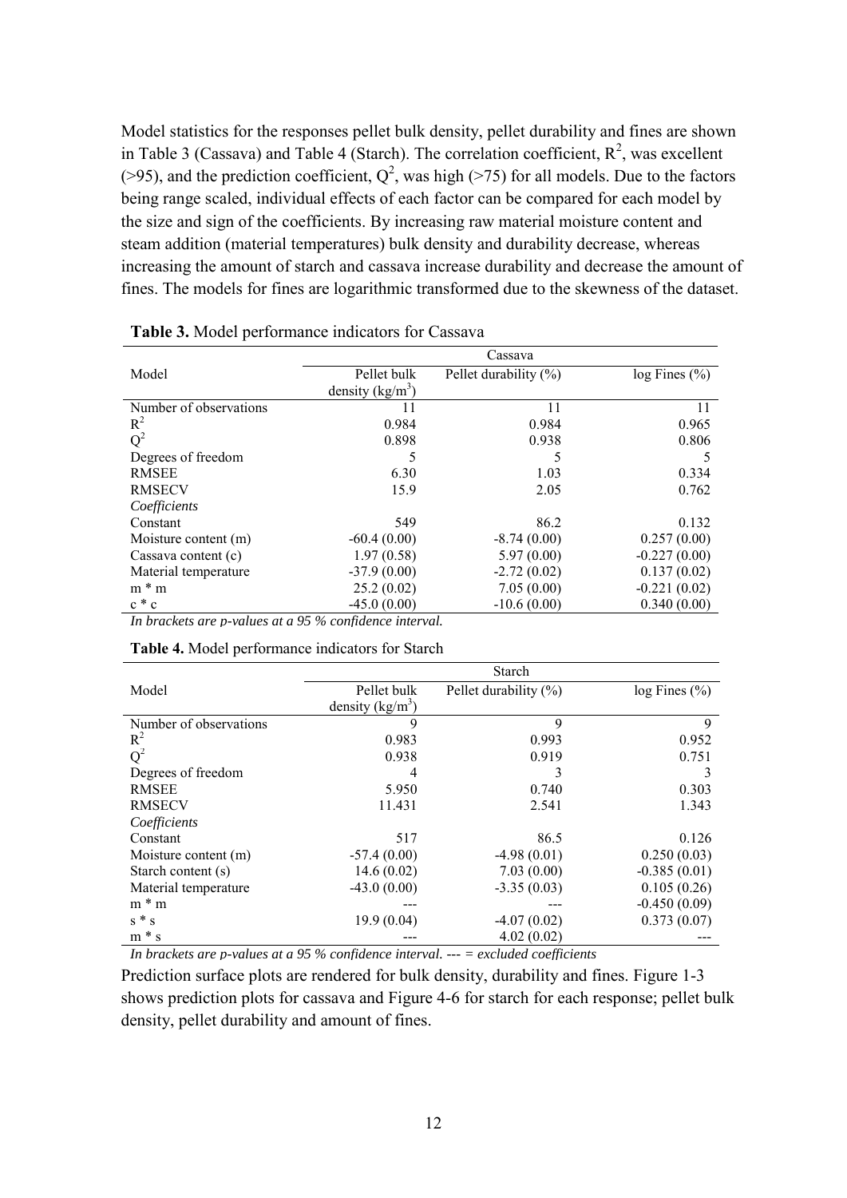Model statistics for the responses pellet bulk density, pellet durability and fines are shown in Table 3 (Cassava) and Table 4 (Starch). The correlation coefficient, $R^2$, was excellent (>95), and the prediction coefficient, $Q^2$, was high (>75) for all models. Due to the factors being range scaled, individual effects of each factor can be compared for each model by the size and sign of the coefficients. By increasing raw material moisture content and steam addition (material temperatures) bulk density and durability decrease, whereas increasing the amount of starch and cassava increase durability and decrease the amount of fines. The models for fines are logarithmic transformed due to the skewness of the dataset.

**Table 3.** Model performance indicators for Cassava

| | Cassava | | |
|---|---|---|---|
| Model | Pellet bulk density ($kg/m^3$) | Pellet durability (%) | log Fines (%) |
| Number of observations | 11 | 11 | 11 |
| $R^2$ | 0.984 | 0.984 | 0.965 |
| $Q^2$ | 0.898 | 0.938 | 0.806 |
| Degrees of freedom | 5 | 5 | 5 |
| RMSEE | 6.30 | 1.03 | 0.334 |
| RMSECV | 15.9 | 2.05 | 0.762 |
| *Coefficients* | | | |
| Constant | 549 | 86.2 | 0.132 |
| Moisture content (m) | -60.4 (0.00) | -8.74 (0.00) | 0.257 (0.00) |
| Cassava content (c) | 1.97 (0.58) | 5.97 (0.00) | -0.227 (0.00) |
| Material temperature | -37.9 (0.00) | -2.72 (0.02) | 0.137 (0.02) |
| m * m | 25.2 (0.02) | 7.05 (0.00) | -0.221 (0.02) |
| c * c | -45.0 (0.00) | -10.6 (0.00) | 0.340 (0.00) |

*In brackets are p-values at a 95 % confidence interval.*

**Table 4.** Model performance indicators for Starch

| | Starch | | |
|---|---|---|---|
| Model | Pellet bulk density ($kg/m^3$) | Pellet durability (%) | log Fines (%) |
| Number of observations | 9 | 9 | 9 |
| $R^2$ | 0.983 | 0.993 | 0.952 |
| $Q^2$ | 0.938 | 0.919 | 0.751 |
| Degrees of freedom | 4 | 3 | 3 |
| RMSEE | 5.950 | 0.740 | 0.303 |
| RMSECV | 11.431 | 2.541 | 1.343 |
| *Coefficients* | | | |
| Constant | 517 | 86.5 | 0.126 |
| Moisture content (m) | -57.4 (0.00) | -4.98 (0.01) | 0.250 (0.03) |
| Starch content (s) | 14.6 (0.02) | 7.03 (0.00) | -0.385 (0.01) |
| Material temperature | -43.0 (0.00) | -3.35 (0.03) | 0.105 (0.26) |
| m * m | --- | --- | -0.450 (0.09) |
| s * s | 19.9 (0.04) | -4.07 (0.02) | 0.373 (0.07) |
| m * s | --- | 4.02 (0.02) | --- |

*In brackets are p-values at a 95 % confidence interval. --- = excluded coefficients*

Prediction surface plots are rendered for bulk density, durability and fines. Figure 1-3 shows prediction plots for cassava and Figure 4-6 for starch for each response; pellet bulk density, pellet durability and amount of fines.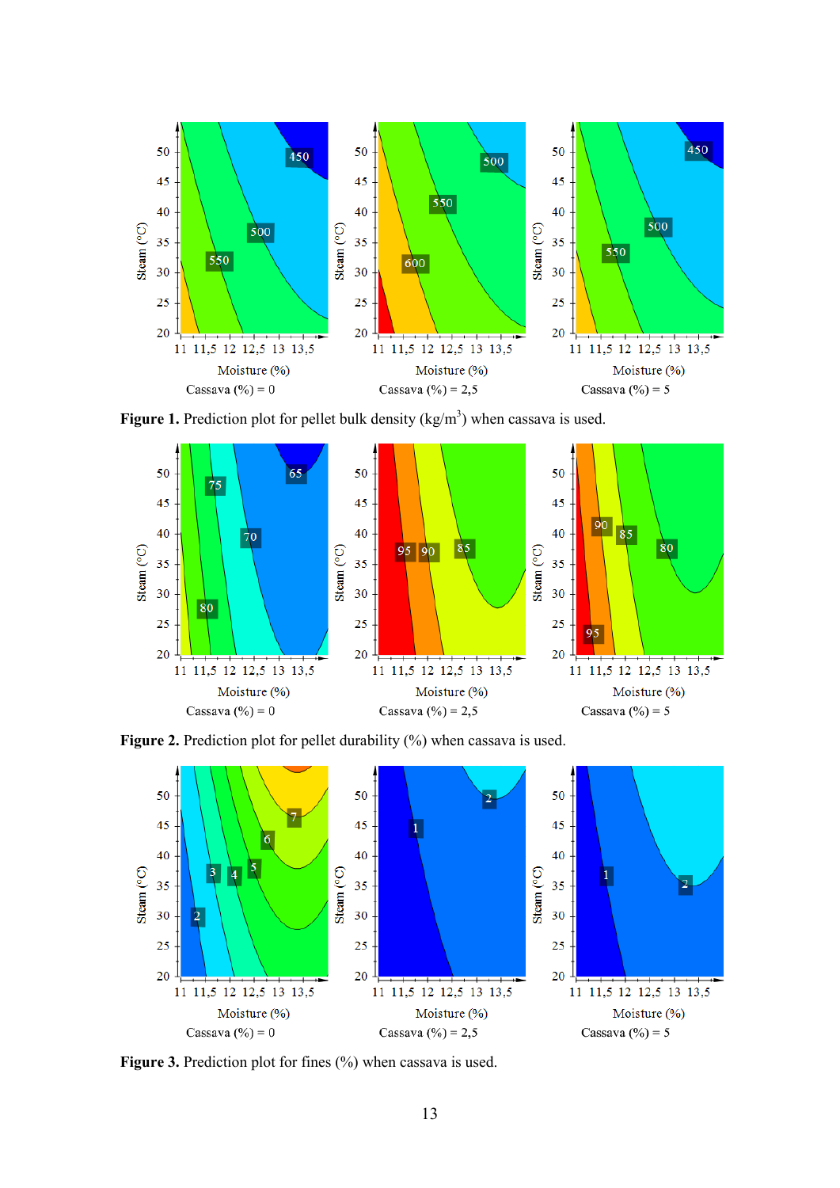**Figure 1.** Prediction plot for pellet bulk density (kg/m$^3$) when cassava is used.

**Figure 2.** Prediction plot for pellet durability (%) when cassava is used.

**Figure 3.** Prediction plot for fines (%) when cassava is used.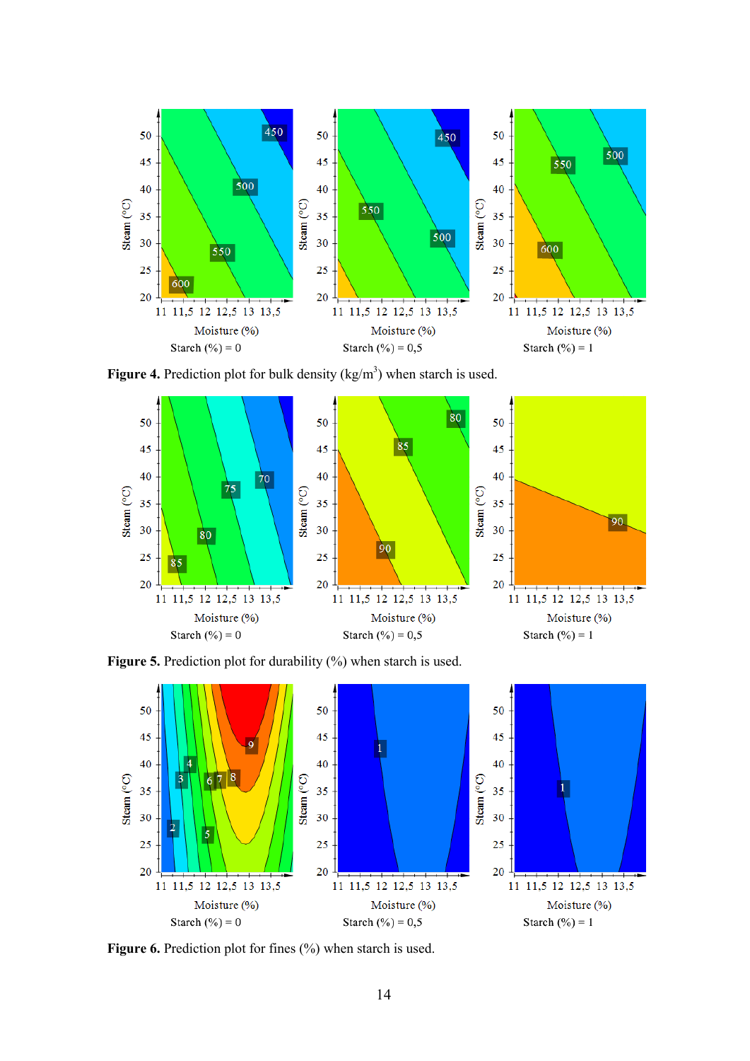**Figure 4.** Prediction plot for bulk density (kg/m$^3$) when starch is used.

**Figure 5.** Prediction plot for durability (%) when starch is used.

**Figure 6.** Prediction plot for fines (%) when starch is used.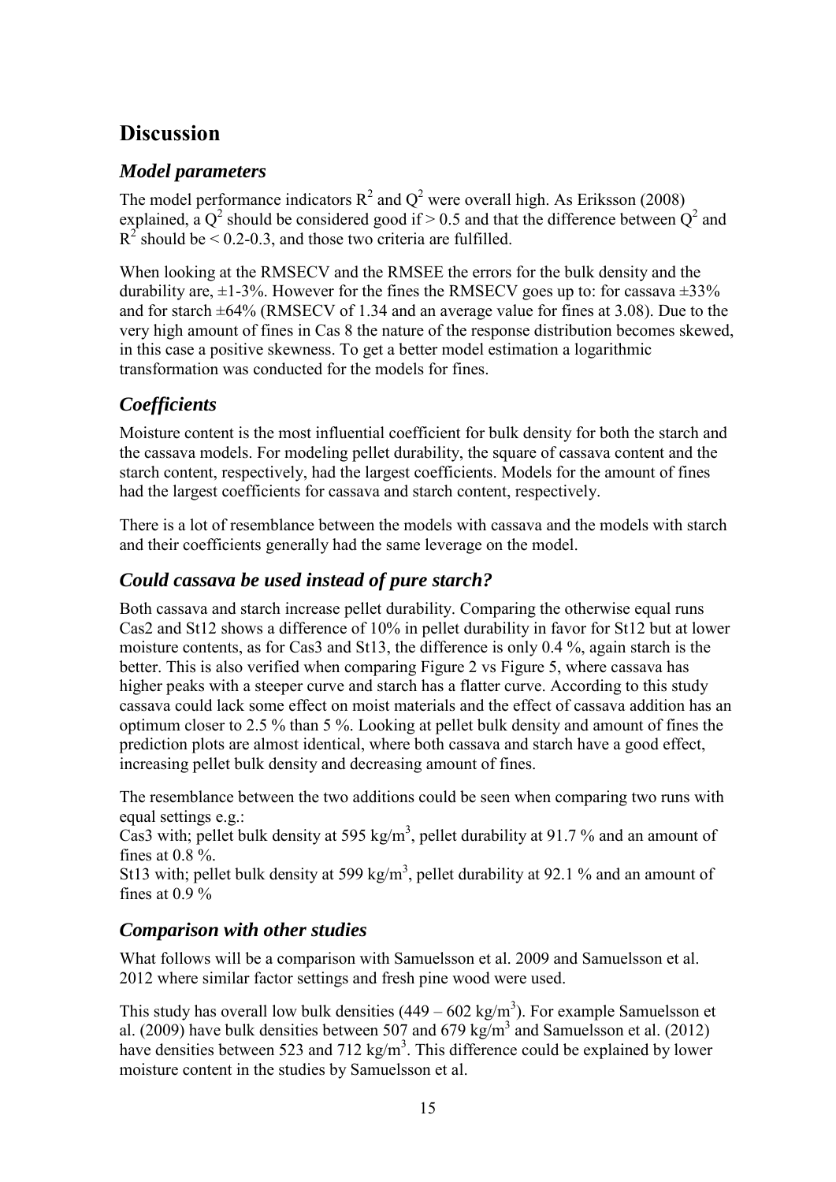# Discussion

## *Model parameters*

The model performance indicators $R^2$ and $Q^2$ were overall high. As Eriksson (2008) explained, a $Q^2$ should be considered good if > 0.5 and that the difference between $Q^2$ and $R^2$ should be < 0.2-0.3, and those two criteria are fulfilled.

When looking at the RMSECV and the RMSEE the errors for the bulk density and the durability are, ±1-3%. However for the fines the RMSECV goes up to: for cassava ±33% and for starch ±64% (RMSECV of 1.34 and an average value for fines at 3.08). Due to the very high amount of fines in Cas 8 the nature of the response distribution becomes skewed, in this case a positive skewness. To get a better model estimation a logarithmic transformation was conducted for the models for fines.

## *Coefficients*

Moisture content is the most influential coefficient for bulk density for both the starch and the cassava models. For modeling pellet durability, the square of cassava content and the starch content, respectively, had the largest coefficients. Models for the amount of fines had the largest coefficients for cassava and starch content, respectively.

There is a lot of resemblance between the models with cassava and the models with starch and their coefficients generally had the same leverage on the model.

## *Could cassava be used instead of pure starch?*

Both cassava and starch increase pellet durability. Comparing the otherwise equal runs Cas2 and St12 shows a difference of 10% in pellet durability in favor for St12 but at lower moisture contents, as for Cas3 and St13, the difference is only 0.4 %, again starch is the better. This is also verified when comparing Figure 2 vs Figure 5, where cassava has higher peaks with a steeper curve and starch has a flatter curve. According to this study cassava could lack some effect on moist materials and the effect of cassava addition has an optimum closer to 2.5 % than 5 %. Looking at pellet bulk density and amount of fines the prediction plots are almost identical, where both cassava and starch have a good effect, increasing pellet bulk density and decreasing amount of fines.

The resemblance between the two additions could be seen when comparing two runs with equal settings e.g.:
Cas3 with; pellet bulk density at 595 kg/$m^3$, pellet durability at 91.7 % and an amount of fines at 0.8 %.
St13 with; pellet bulk density at 599 kg/$m^3$, pellet durability at 92.1 % and an amount of fines at 0.9 %

## *Comparison with other studies*

What follows will be a comparison with Samuelsson et al. 2009 and Samuelsson et al. 2012 where similar factor settings and fresh pine wood were used.

This study has overall low bulk densities (449 – 602 kg/$m^3$). For example Samuelsson et al. (2009) have bulk densities between 507 and 679 kg/$m^3$ and Samuelsson et al. (2012) have densities between 523 and 712 kg/$m^3$. This difference could be explained by lower moisture content in the studies by Samuelsson et al.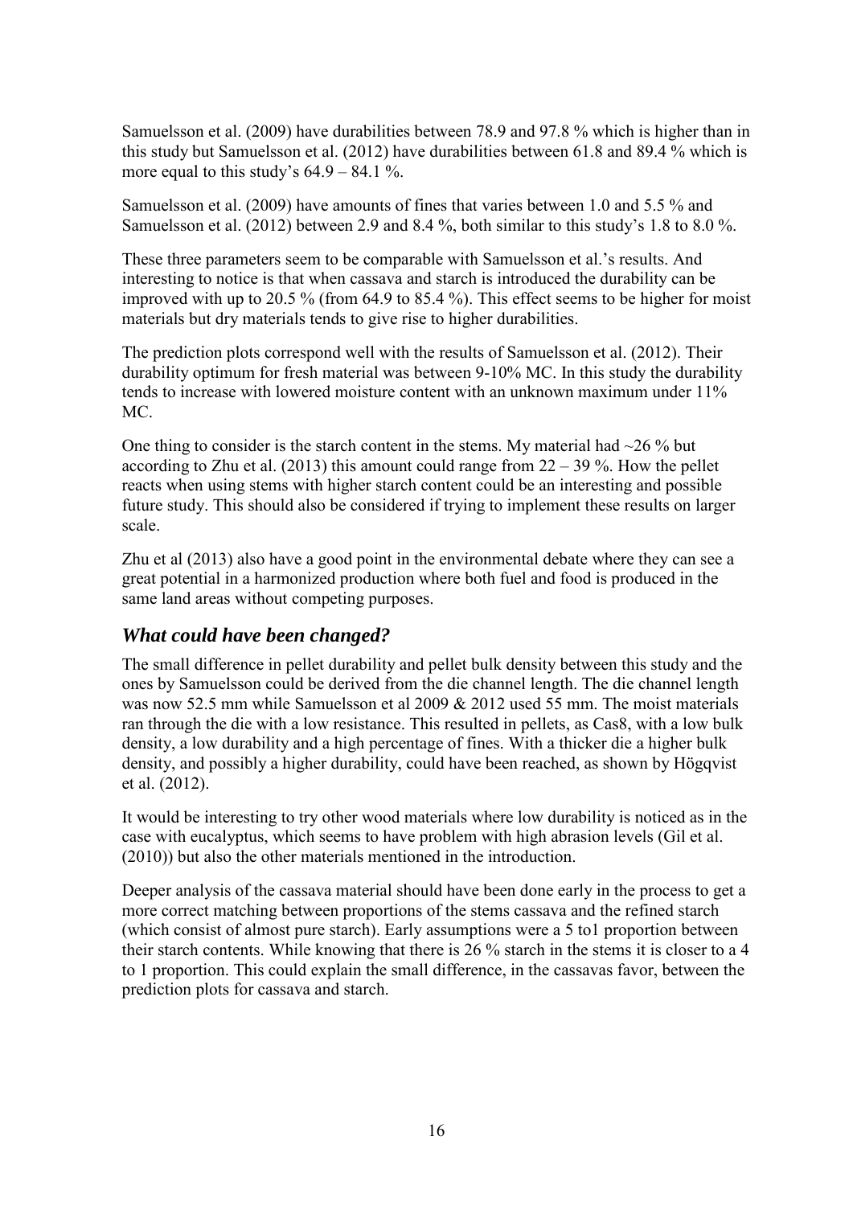Samuelsson et al. (2009) have durabilities between 78.9 and 97.8 % which is higher than in this study but Samuelsson et al. (2012) have durabilities between 61.8 and 89.4 % which is more equal to this study's 64.9 – 84.1 %.

Samuelsson et al. (2009) have amounts of fines that varies between 1.0 and 5.5 % and Samuelsson et al. (2012) between 2.9 and 8.4 %, both similar to this study's 1.8 to 8.0 %.

These three parameters seem to be comparable with Samuelsson et al.'s results. And interesting to notice is that when cassava and starch is introduced the durability can be improved with up to 20.5 % (from 64.9 to 85.4 %). This effect seems to be higher for moist materials but dry materials tends to give rise to higher durabilities.

The prediction plots correspond well with the results of Samuelsson et al. (2012). Their durability optimum for fresh material was between 9-10% MC. In this study the durability tends to increase with lowered moisture content with an unknown maximum under 11% MC.

One thing to consider is the starch content in the stems. My material had ~26 % but according to Zhu et al. (2013) this amount could range from 22 – 39 %. How the pellet reacts when using stems with higher starch content could be an interesting and possible future study. This should also be considered if trying to implement these results on larger scale.

Zhu et al (2013) also have a good point in the environmental debate where they can see a great potential in a harmonized production where both fuel and food is produced in the same land areas without competing purposes.

## *What could have been changed?*

The small difference in pellet durability and pellet bulk density between this study and the ones by Samuelsson could be derived from the die channel length. The die channel length was now 52.5 mm while Samuelsson et al 2009 & 2012 used 55 mm. The moist materials ran through the die with a low resistance. This resulted in pellets, as Cas8, with a low bulk density, a low durability and a high percentage of fines. With a thicker die a higher bulk density, and possibly a higher durability, could have been reached, as shown by Högqvist et al. (2012).

It would be interesting to try other wood materials where low durability is noticed as in the case with eucalyptus, which seems to have problem with high abrasion levels (Gil et al. (2010)) but also the other materials mentioned in the introduction.

Deeper analysis of the cassava material should have been done early in the process to get a more correct matching between proportions of the stems cassava and the refined starch (which consist of almost pure starch). Early assumptions were a 5 to1 proportion between their starch contents. While knowing that there is 26 % starch in the stems it is closer to a 4 to 1 proportion. This could explain the small difference, in the cassavas favor, between the prediction plots for cassava and starch.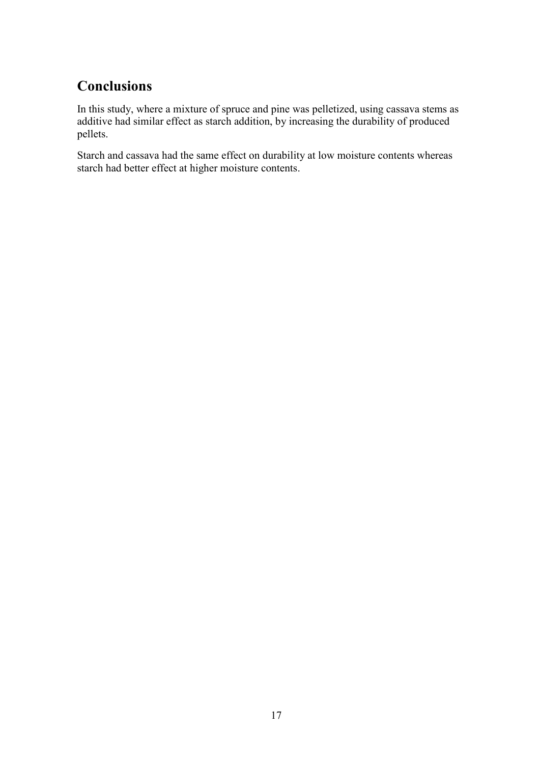## Conclusions

In this study, where a mixture of spruce and pine was pelletized, using cassava stems as additive had similar effect as starch addition, by increasing the durability of produced pellets.

Starch and cassava had the same effect on durability at low moisture contents whereas starch had better effect at higher moisture contents.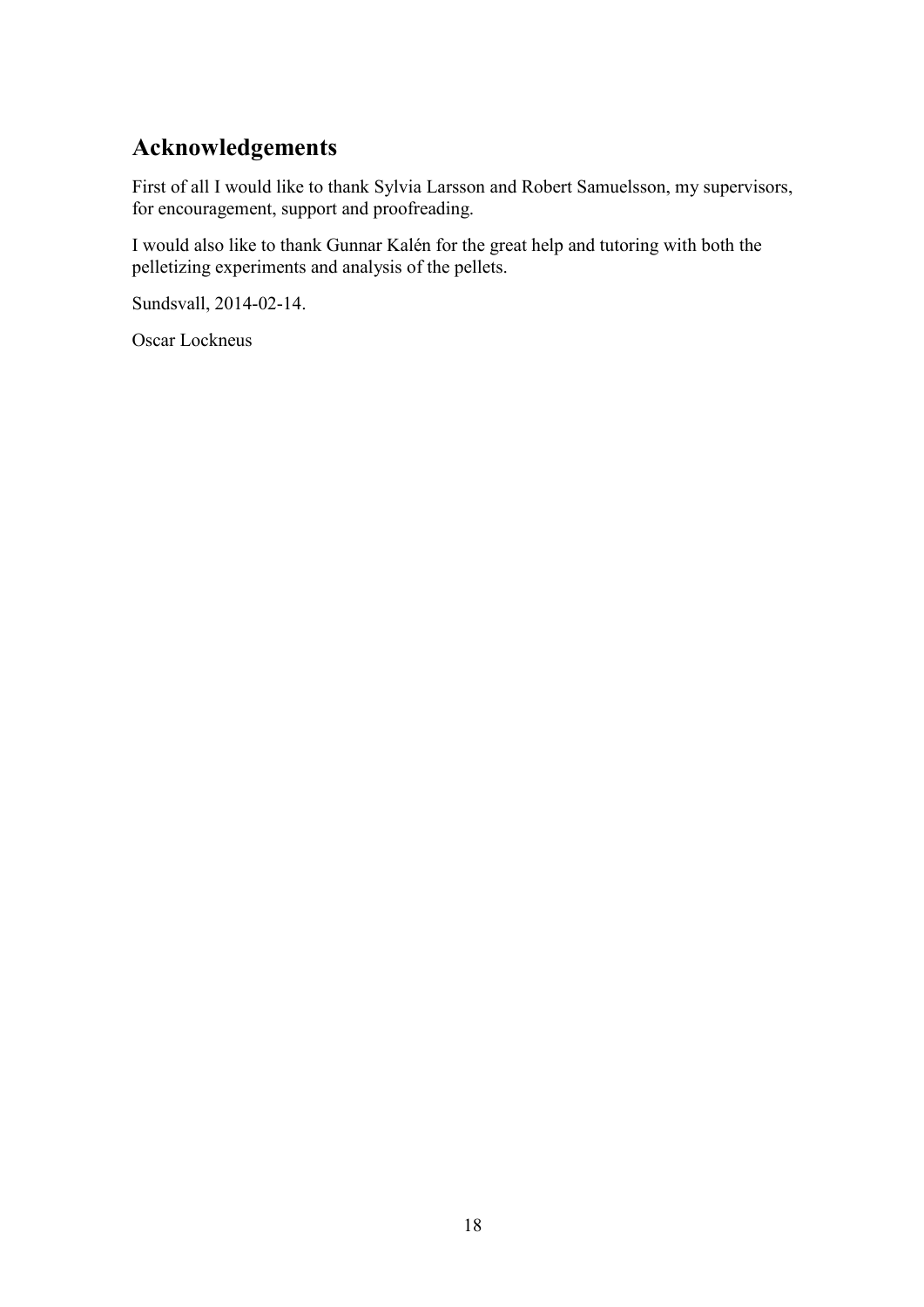## Acknowledgements

First of all I would like to thank Sylvia Larsson and Robert Samuelsson, my supervisors, for encouragement, support and proofreading.

I would also like to thank Gunnar Kalén for the great help and tutoring with both the pelletizing experiments and analysis of the pellets.

Sundsvall, 2014-02-14.

Oscar Lockneus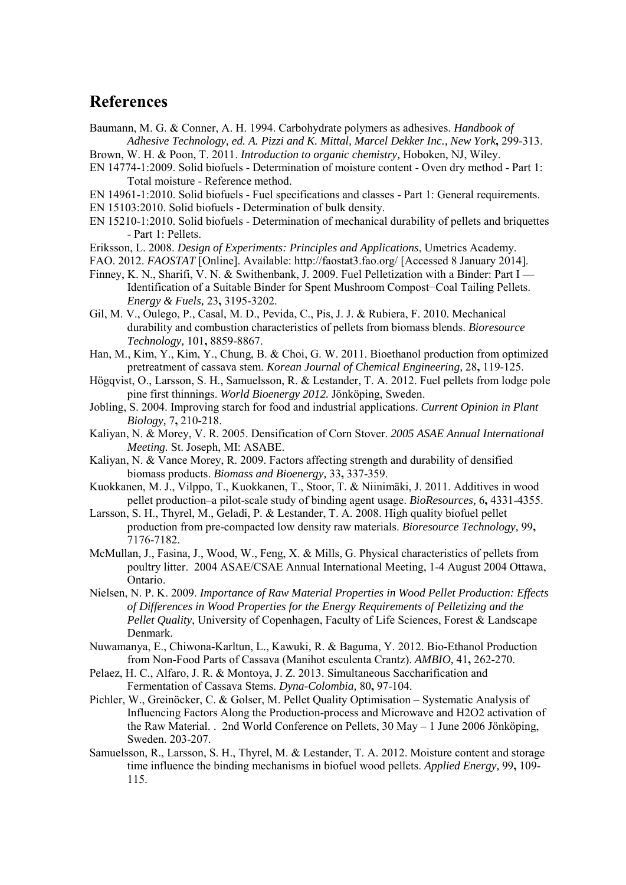## References

Baumann, M. G. & Conner, A. H. 1994. Carbohydrate polymers as adhesives. *Handbook of Adhesive Technology, ed. A. Pizzi and K. Mittal, Marcel Dekker Inc., New York***,** 299-313.

Brown, W. H. & Poon, T. 2011. *Introduction to organic chemistry,* Hoboken, NJ, Wiley.

EN 14774-1:2009. Solid biofuels - Determination of moisture content - Oven dry method - Part 1: Total moisture - Reference method.

EN 14961-1:2010. Solid biofuels - Fuel specifications and classes - Part 1: General requirements.

EN 15103:2010. Solid biofuels - Determination of bulk density.

EN 15210-1:2010. Solid biofuels - Determination of mechanical durability of pellets and briquettes - Part 1: Pellets.

Eriksson, L. 2008. *Design of Experiments: Principles and Applications*, Umetrics Academy.

FAO. 2012. *FAOSTAT* [Online]. Available: http://faostat3.fao.org/ [Accessed 8 January 2014].

Finney, K. N., Sharifi, V. N. & Swithenbank, J. 2009. Fuel Pelletization with a Binder: Part I — Identification of a Suitable Binder for Spent Mushroom Compost−Coal Tailing Pellets. *Energy & Fuels,* 23**,** 3195-3202.

Gil, M. V., Oulego, P., Casal, M. D., Pevida, C., Pis, J. J. & Rubiera, F. 2010. Mechanical durability and combustion characteristics of pellets from biomass blends. *Bioresource Technology,* 101**,** 8859-8867.

Han, M., Kim, Y., Kim, Y., Chung, B. & Choi, G. W. 2011. Bioethanol production from optimized pretreatment of cassava stem. *Korean Journal of Chemical Engineering,* 28**,** 119-125.

Högqvist, O., Larsson, S. H., Samuelsson, R. & Lestander, T. A. 2012. Fuel pellets from lodge pole pine first thinnings. *World Bioenergy 2012.* Jönköping, Sweden.

Jobling, S. 2004. Improving starch for food and industrial applications. *Current Opinion in Plant Biology,* 7**,** 210-218.

Kaliyan, N. & Morey, V. R. 2005. Densification of Corn Stover. *2005 ASAE Annual International Meeting.* St. Joseph, MI: ASABE.

Kaliyan, N. & Vance Morey, R. 2009. Factors affecting strength and durability of densified biomass products. *Biomass and Bioenergy,* 33**,** 337-359.

Kuokkanen, M. J., Vilppo, T., Kuokkanen, T., Stoor, T. & Niinimäki, J. 2011. Additives in wood pellet production–a pilot-scale study of binding agent usage. *BioResources,* 6**,** 4331-4355.

Larsson, S. H., Thyrel, M., Geladi, P. & Lestander, T. A. 2008. High quality biofuel pellet production from pre-compacted low density raw materials. *Bioresource Technology,* 99**,** 7176-7182.

McMullan, J., Fasina, J., Wood, W., Feng, X. & Mills, G. Physical characteristics of pellets from poultry litter. 2004 ASAE/CSAE Annual International Meeting, 1-4 August 2004 Ottawa, Ontario.

Nielsen, N. P. K. 2009. *Importance of Raw Material Properties in Wood Pellet Production: Effects of Differences in Wood Properties for the Energy Requirements of Pelletizing and the Pellet Quality*, University of Copenhagen, Faculty of Life Sciences, Forest & Landscape Denmark.

Nuwamanya, E., Chiwona-Karltun, L., Kawuki, R. & Baguma, Y. 2012. Bio-Ethanol Production from Non-Food Parts of Cassava (Manihot esculenta Crantz). *AMBIO,* 41**,** 262-270.

Pelaez, H. C., Alfaro, J. R. & Montoya, J. Z. 2013. Simultaneous Saccharification and Fermentation of Cassava Stems. *Dyna-Colombia,* 80**,** 97-104.

Pichler, W., Greinöcker, C. & Golser, M. Pellet Quality Optimisation – Systematic Analysis of Influencing Factors Along the Production-process and Microwave and H2O2 activation of the Raw Material. . 2nd World Conference on Pellets, 30 May – 1 June 2006 Jönköping, Sweden. 203-207.

Samuelsson, R., Larsson, S. H., Thyrel, M. & Lestander, T. A. 2012. Moisture content and storage time influence the binding mechanisms in biofuel wood pellets. *Applied Energy,* 99**,** 109-115.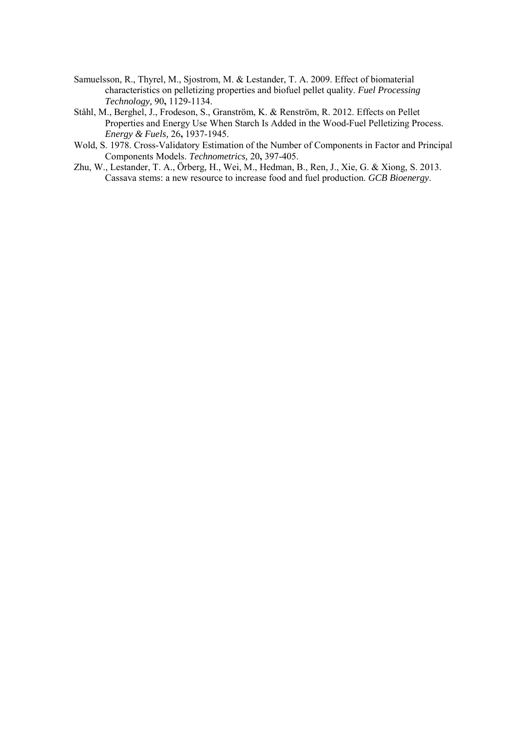Samuelsson, R., Thyrel, M., Sjostrom, M. & Lestander, T. A. 2009. Effect of biomaterial characteristics on pelletizing properties and biofuel pellet quality. *Fuel Processing Technology,* 90**,** 1129-1134.

Ståhl, M., Berghel, J., Frodeson, S., Granström, K. & Renström, R. 2012. Effects on Pellet Properties and Energy Use When Starch Is Added in the Wood-Fuel Pelletizing Process. *Energy & Fuels,* 26**,** 1937-1945.

Wold, S. 1978. Cross-Validatory Estimation of the Number of Components in Factor and Principal Components Models. *Technometrics,* 20**,** 397-405.

Zhu, W., Lestander, T. A., Örberg, H., Wei, M., Hedman, B., Ren, J., Xie, G. & Xiong, S. 2013. Cassava stems: a new resource to increase food and fuel production. *GCB Bioenergy*.